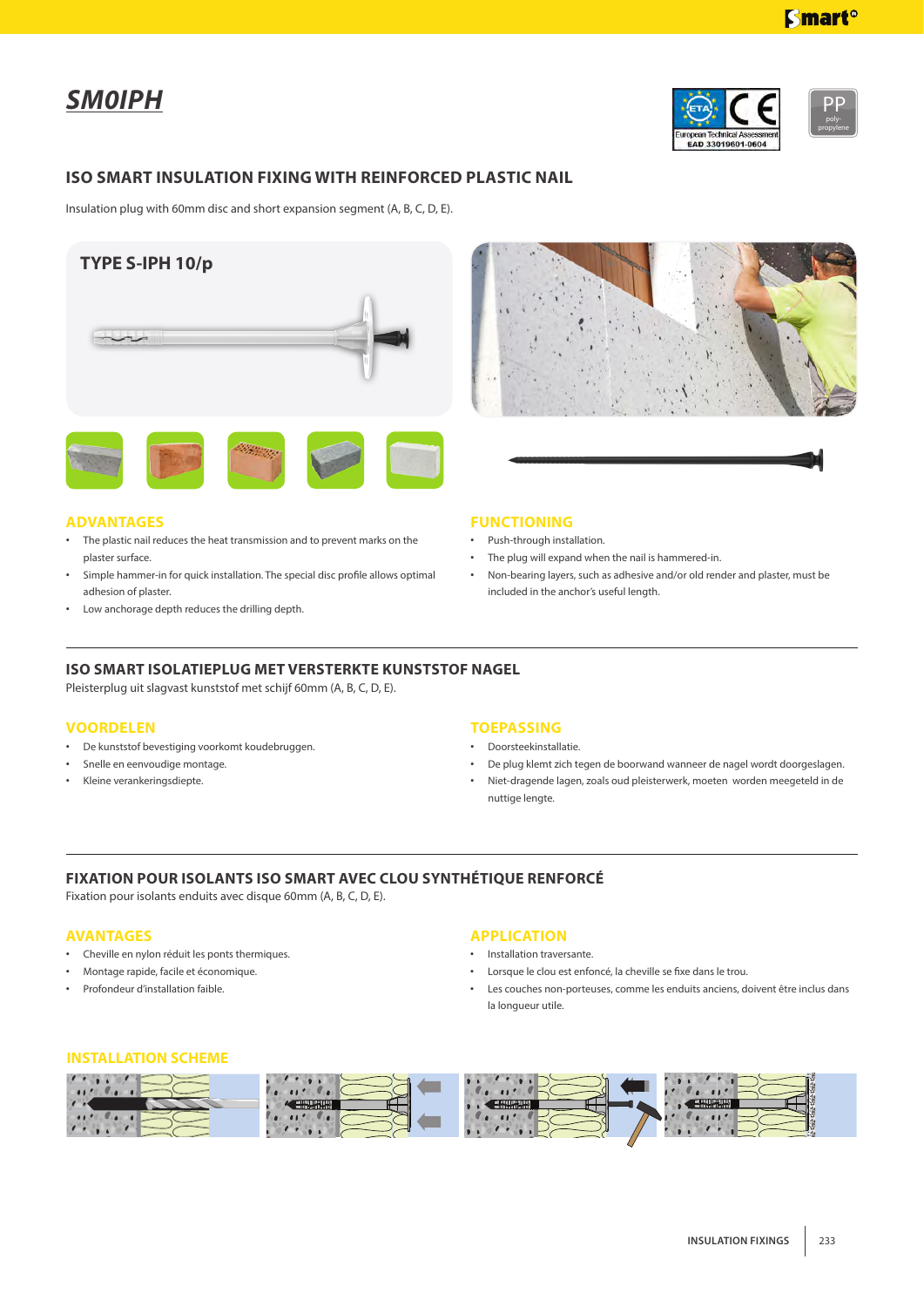# SM0IPH

## ISO SMART INSULATION FIXING WITH REINFORCED PLASTIC NAIL

Insulation plug with 60mm disc and short expansion segment (A, B, C, D, E).

### TYPE S-IPH 10/p

### ADVANTAGES

- The plastic nail reduces the heat transmission and to prevent marks on the plaster surface.
- Simple hammer-in for quick installation. The special disc profile allows optimal adhesion of plaster.
- Low anchorage depth reduces the drilling depth.

### FUNCTIONING

- Push-through installation.
- The plug will expand when the nail is hammered-in.
- Non-bearing layers, such as adhesive and/or old render and plaster, must be included in the anchor's useful length.

## ISO SMART ISOLATIEPLUG MET VERSTERKTE KUNSTSTOF NAGEL

Pleisterplug uit slagvast kunststof met schijf 60mm (A, B, C, D, E).

### VOORDELEN

- De kunststof bevestiging voorkomt koudebruggen.
- Snelle en eenvoudige montage.
- Kleine verankeringsdiepte.

### TOEPASSING

- Doorsteekinstallatie.
- De plug klemt zich tegen de boorwand wanneer de nagel wordt doorgeslagen.
- Niet-dragende lagen, zoals oud pleisterwerk, moeten worden meegeteld in de nuttige lengte.

## FIXATION POUR ISOLANTS ISO SMART AVEC CLOU SYNTHÉTIQUE RENFORCÉ

Fixation pour isolants enduits avec disque 60mm (A, B, C, D, E).

### AVANTAGES

- Cheville en nylon réduit les ponts thermiques.
- Montage rapide, facile et économique.
- Profondeur d'installation faible.

### APPLICATION

- Installation traversante.
- Lorsque le clou est enfoncé, la cheville se fixe dans le trou.
- Les couches non-porteuses, comme les enduits anciens, doivent être inclus dans la longueur utile.

### INSTALLATION SCHEME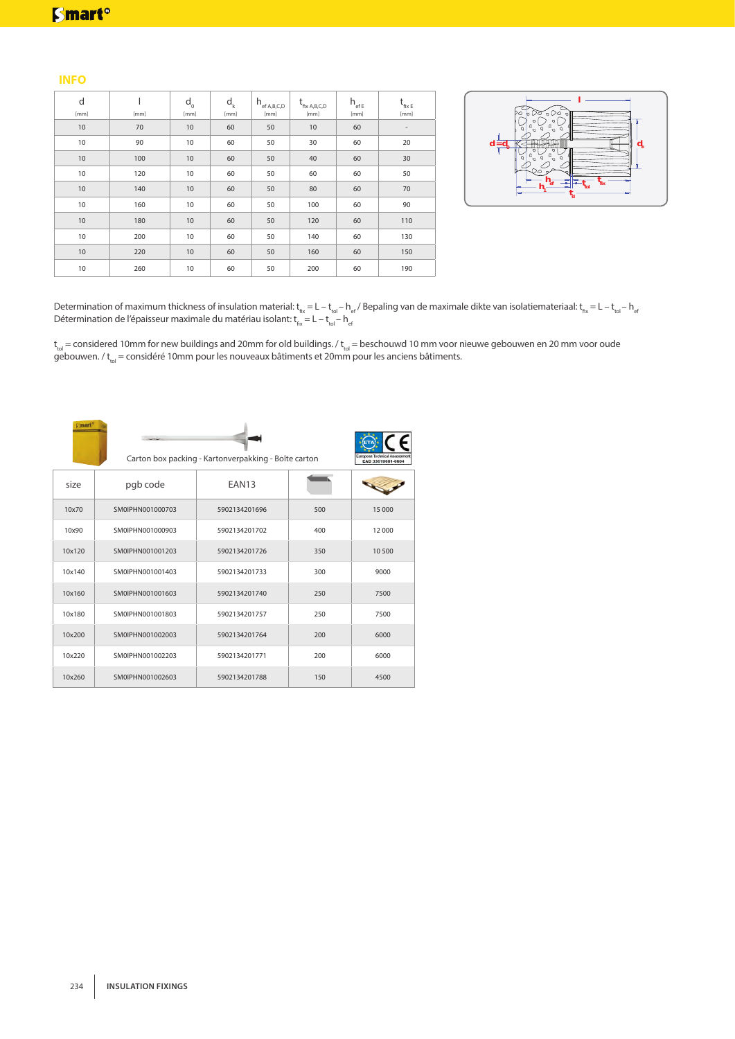## INFO

| d [mm] | l [mm] | $d_0$ [mm] | $d_k$ [mm] | $h_{ef\,A,B,C,D}$ [mm] | $t_{fix\,A,B,C,D}$ [mm] | $h_{ef\,E}$ [mm] | $t_{fix\,E}$ [mm] |
|---|---|---|---|---|---|---|---|
| 10 | 70 | 10 | 60 | 50 | 10 | 60 | - |
| 10 | 90 | 10 | 60 | 50 | 30 | 60 | 20 |
| 10 | 100 | 10 | 60 | 50 | 40 | 60 | 30 |
| 10 | 120 | 10 | 60 | 50 | 60 | 60 | 50 |
| 10 | 140 | 10 | 60 | 50 | 80 | 60 | 70 |
| 10 | 160 | 10 | 60 | 50 | 100 | 60 | 90 |
| 10 | 180 | 10 | 60 | 50 | 120 | 60 | 110 |
| 10 | 200 | 10 | 60 | 50 | 140 | 60 | 130 |
| 10 | 220 | 10 | 60 | 50 | 160 | 60 | 150 |
| 10 | 260 | 10 | 60 | 50 | 200 | 60 | 190 |

Determination of maximum thickness of insulation material: $t_{fix} = L - t_{tol} - h_{ef}$ / Bepaling van de maximale dikte van isolatiemateriaal: $t_{fix} = L - t_{tol} - h_{ef}$
Détermination de l'épaisseur maximale du matériau isolant: $t_{fix} = L - t_{tol} - h_{ef}$

$t_{tol}$ = considered 10mm for new buildings and 20mm for old buildings. / $t_{tol}$ = beschouwd 10 mm voor nieuwe gebouwen en 20 mm voor oude gebouwen. / $t_{tol}$ = considéré 10mm pour les nouveaux bâtiments et 20mm pour les anciens bâtiments.

Carton box packing - Kartonverpakking - Boîte carton

| size | pgb code | EAN13 | box | pallet |
|---|---|---|---|---|
| 10x70 | SMOIPHN001000703 | 5902134201696 | 500 | 15 000 |
| 10x90 | SMOIPHN001000903 | 5902134201702 | 400 | 12 000 |
| 10x120 | SMOIPHN001001203 | 5902134201726 | 350 | 10 500 |
| 10x140 | SMOIPHN001001403 | 5902134201733 | 300 | 9000 |
| 10x160 | SMOIPHN001001603 | 5902134201740 | 250 | 7500 |
| 10x180 | SMOIPHN001001803 | 5902134201757 | 250 | 7500 |
| 10x200 | SMOIPHN001002003 | 5902134201764 | 200 | 6000 |
| 10x220 | SMOIPHN001002203 | 5902134201771 | 200 | 6000 |
| 10x260 | SMOIPHN001002603 | 5902134201788 | 150 | 4500 |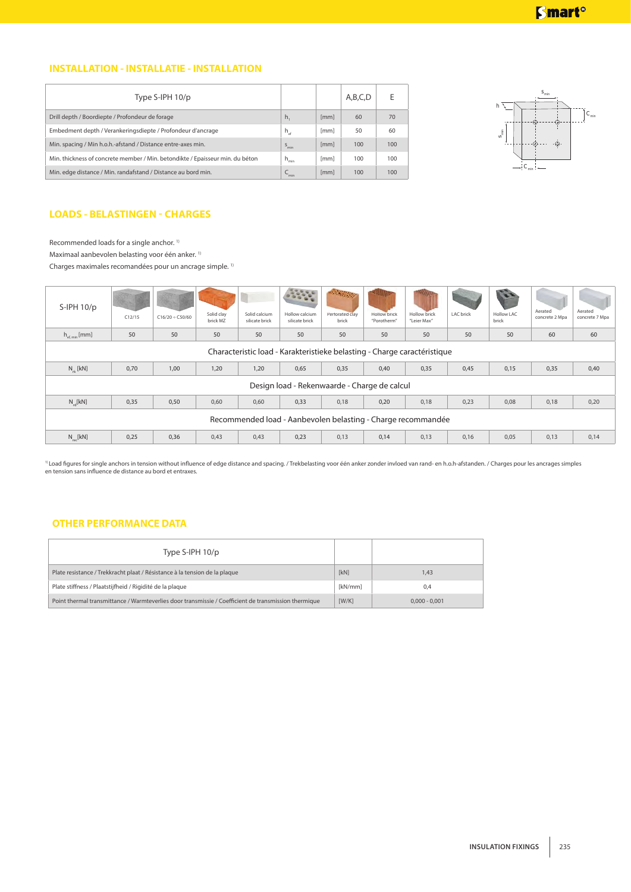## INSTALLATION - INSTALLATIE - INSTALLATION

| Type S-IPH 10/p | | | A,B,C,D | E |
|---|---|---|---|---|
| Drill depth / Boordiepte / Profondeur de forage | $h_1$ | [mm] | 60 | 70 |
| Embedment depth / Verankeringsdiepte / Profondeur d'ancrage | $h_{ef}$ | [mm] | 50 | 60 |
| Min. spacing / Min h.o.h.-afstand / Distance entre-axes min. | $s_{min}$ | [mm] | 100 | 100 |
| Min. thickness of concrete member / Min. betondikte / Epaisseur min. du béton | $h_{min}$ | [mm] | 100 | 100 |
| Min. edge distance / Min. randafstand / Distance au bord min. | $C_{min}$ | [mm] | 100 | 100 |

## LOADS - BELASTINGEN - CHARGES

Recommended loads for a single anchor. [1]

Maximaal aanbevolen belasting voor één anker. [1]

Charges maximales recomandées pour un ancrage simple. [1]

| S-IPH 10/p | C12/15 | C16/20 ÷ C50/60 | Solid clay brick MZ | Solid calcium silicate brick | Hollow calcium silicate brick | Perforated clay brick | Hollow brick "Porotherm" | Hollow brick "Leier Max" | LAC brick | Hollow LAC brick | Aerated concrete 2 Mpa | Aerated concrete 7 Mpa |
|---|---|---|---|---|---|---|---|---|---|---|---|---|
| $h_{ef,min}$ [mm] | 50 | 50 | 50 | 50 | 50 | 50 | 50 | 50 | 50 | 50 | 60 | 60 |
| Characteristic load - Karakteristieke belasting - Charge caractéristique | | | | | | | | | | | | |
| $N_{rk}$ [kN] | 0,70 | 1,00 | 1,20 | 1,20 | 0,65 | 0,35 | 0,40 | 0,35 | 0,45 | 0,15 | 0,35 | 0,40 |
| Design load - Rekenwaarde - Charge de calcul | | | | | | | | | | | | |
| $N_{rd}$ [kN] | 0,35 | 0,50 | 0,60 | 0,60 | 0,33 | 0,18 | 0,20 | 0,18 | 0,23 | 0,08 | 0,18 | 0,20 |
| Recommended load - Aanbevolen belasting - Charge recommandée | | | | | | | | | | | | |
| $N_{rec}$ [kN] | 0,25 | 0,36 | 0,43 | 0,43 | 0,23 | 0,13 | 0,14 | 0,13 | 0,16 | 0,05 | 0,13 | 0,14 |

[1] Load figures for single anchors in tension without influence of edge distance and spacing. / Trekbelasting voor één anker zonder invloed van rand- en h.o.h-afstanden. / Charges pour les ancrages simples en tension sans influence de distance au bord et entraxes.

## OTHER PERFORMANCE DATA

| Type S-IPH 10/p | | |
|---|---|---|
| Plate resistance / Trekkracht plaat / Résistance à la tension de la plaque | [kN] | 1,43 |
| Plate stiffness / Plaatstijfheid / Rigidité de la plaque | [kN/mm] | 0,4 |
| Point thermal transmittance / Warmteverlies door transmissie / Coefficient de transmission thermique | [W/K] | 0,000 - 0,001 |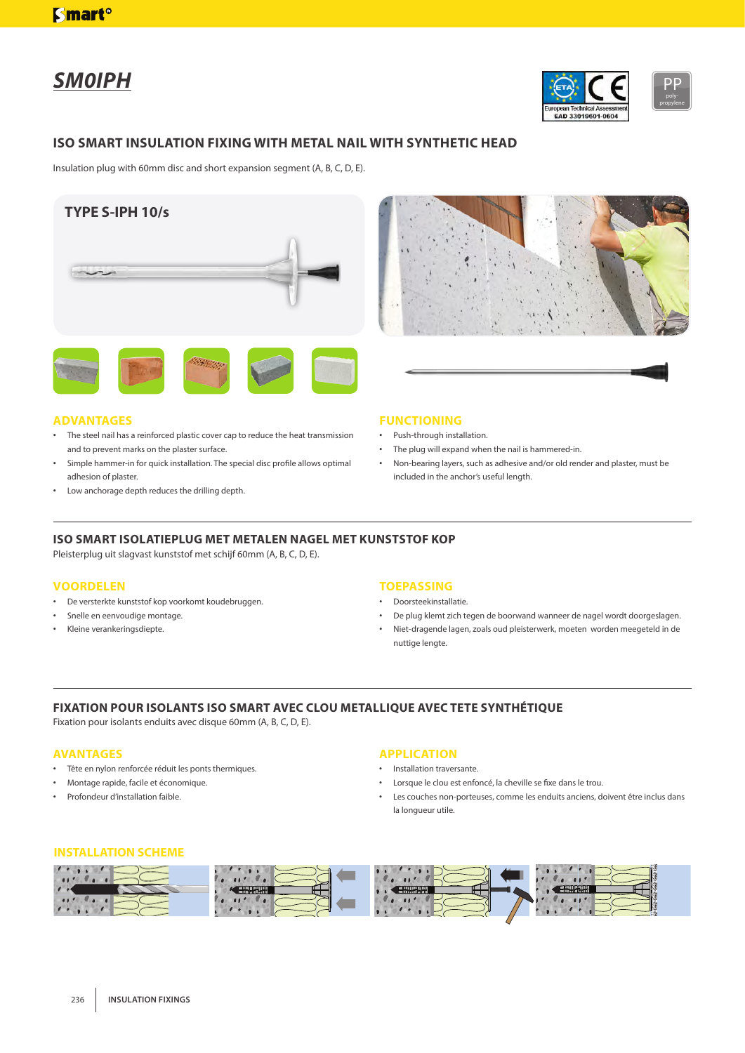# SM0IPH

## ISO SMART INSULATION FIXING WITH METAL NAIL WITH SYNTHETIC HEAD

Insulation plug with 60mm disc and short expansion segment (A, B, C, D, E).

### TYPE S-IPH 10/s

### ADVANTAGES

- The steel nail has a reinforced plastic cover cap to reduce the heat transmission and to prevent marks on the plaster surface.
- Simple hammer-in for quick installation. The special disc profile allows optimal adhesion of plaster.
- Low anchorage depth reduces the drilling depth.

### FUNCTIONING

- Push-through installation.
- The plug will expand when the nail is hammered-in.
- Non-bearing layers, such as adhesive and/or old render and plaster, must be included in the anchor's useful length.

## ISO SMART ISOLATIEPLUG MET METALEN NAGEL MET KUNSTSTOF KOP

Pleisterplug uit slagvast kunststof met schijf 60mm (A, B, C, D, E).

### VOORDELEN

- De versterkte kunststof kop voorkomt koudebruggen.
- Snelle en eenvoudige montage.
- Kleine verankeringsdiepte.

### TOEPASSING

- Doorsteekinstallatie.
- De plug klemt zich tegen de boorwand wanneer de nagel wordt doorgeslagen.
- Niet-dragende lagen, zoals oud pleisterwerk, moeten worden meegeteld in de nuttige lengte.

## FIXATION POUR ISOLANTS ISO SMART AVEC CLOU METALLIQUE AVEC TETE SYNTHÉTIQUE

Fixation pour isolants enduits avec disque 60mm (A, B, C, D, E).

### AVANTAGES

- Tête en nylon renforcée réduit les ponts thermiques.
- Montage rapide, facile et économique.
- Profondeur d'installation faible.

### APPLICATION

- Installation traversante.
- Lorsque le clou est enfoncé, la cheville se fixe dans le trou.
- Les couches non-porteuses, comme les enduits anciens, doivent être inclus dans la longueur utile.

### INSTALLATION SCHEME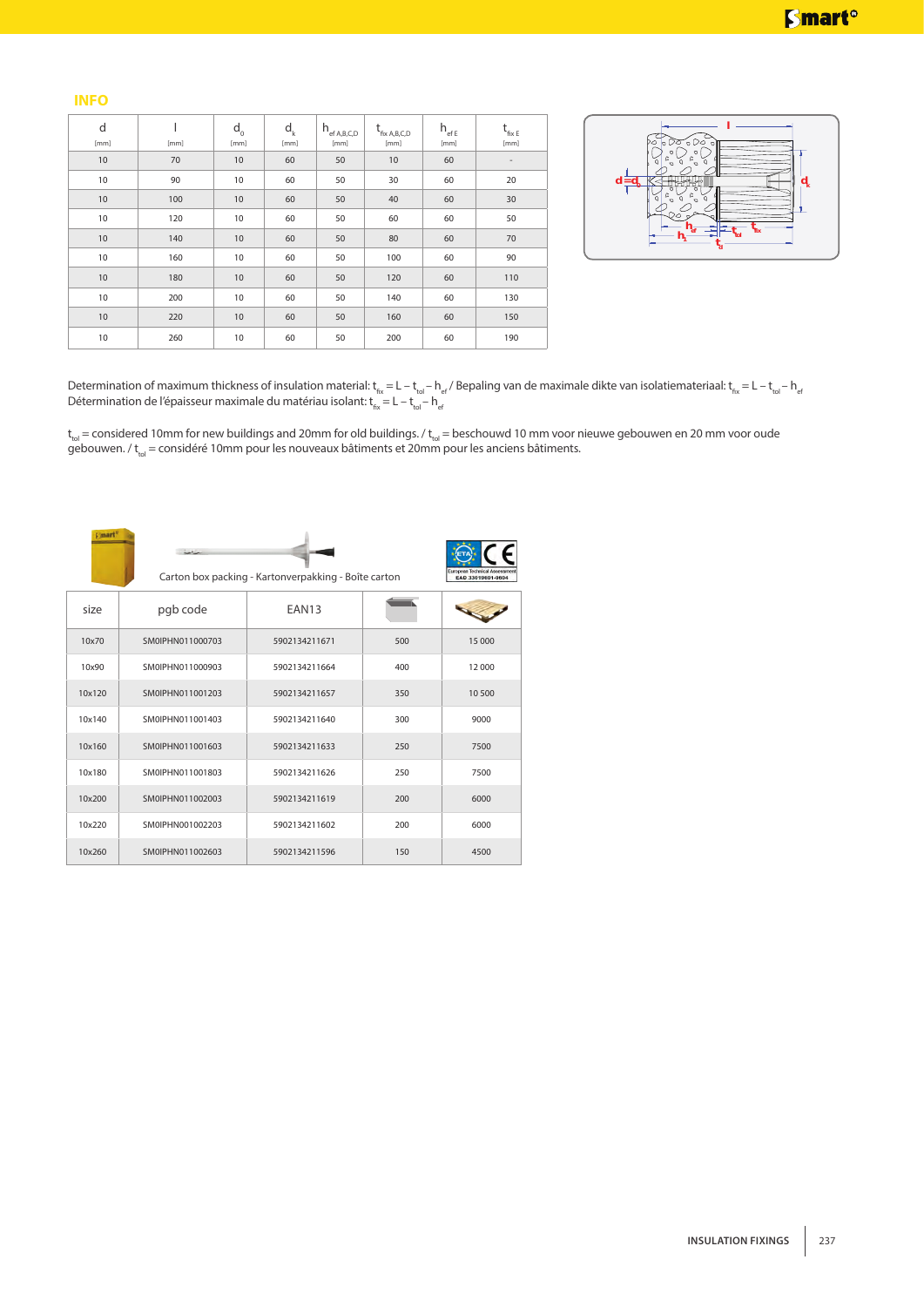## INFO

| $d$ [mm] | $l$ [mm] | $d_0$ [mm] | $d_k$ [mm] | $h_{ef\ A,B,C,D}$ [mm] | $t_{fix\ A,B,C,D}$ [mm] | $h_{ef\ E}$ [mm] | $t_{fix\ E}$ [mm] |
|---|---|---|---|---|---|---|---|
| 10 | 70 | 10 | 60 | 50 | 10 | 60 | - |
| 10 | 90 | 10 | 60 | 50 | 30 | 60 | 20 |
| 10 | 100 | 10 | 60 | 50 | 40 | 60 | 30 |
| 10 | 120 | 10 | 60 | 50 | 60 | 60 | 50 |
| 10 | 140 | 10 | 60 | 50 | 80 | 60 | 70 |
| 10 | 160 | 10 | 60 | 50 | 100 | 60 | 90 |
| 10 | 180 | 10 | 60 | 50 | 120 | 60 | 110 |
| 10 | 200 | 10 | 60 | 50 | 140 | 60 | 130 |
| 10 | 220 | 10 | 60 | 50 | 160 | 60 | 150 |
| 10 | 260 | 10 | 60 | 50 | 200 | 60 | 190 |

Determination of maximum thickness of insulation material: $t_{fix} = L - t_{tol} - h_{ef}$ / Bepaling van de maximale dikte van isolatiemateriaal: $t_{fix} = L - t_{tol} - h_{ef}$
Détermination de l'épaisseur maximale du matériau isolant: $t_{fix} = L - t_{tol} - h_{ef}$

$t_{tol}$ = considered 10mm for new buildings and 20mm for old buildings. / $t_{tol}$ = beschouwd 10 mm voor nieuwe gebouwen en 20 mm voor oude gebouwen. / $t_{tol}$ = considéré 10mm pour les nouveaux bâtiments et 20mm pour les anciens bâtiments.

Carton box packing - Kartonverpakking - Boîte carton

European Technical Assessment EAD 330196-01-0604

| size | pgb code | EAN13 | box | pallet |
|---|---|---|---|---|
| 10x70 | SMOIPHN011000703 | 5902134211671 | 500 | 15 000 |
| 10x90 | SMOIPHN011000903 | 5902134211664 | 400 | 12 000 |
| 10x120 | SMOIPHN011001203 | 5902134211657 | 350 | 10 500 |
| 10x140 | SMOIPHN011001403 | 5902134211640 | 300 | 9000 |
| 10x160 | SMOIPHN011001603 | 5902134211633 | 250 | 7500 |
| 10x180 | SMOIPHN011001803 | 5902134211626 | 250 | 7500 |
| 10x200 | SMOIPHN011002003 | 5902134211619 | 200 | 6000 |
| 10x220 | SMOIPHN001002203 | 5902134211602 | 200 | 6000 |
| 10x260 | SMOIPHN011002603 | 5902134211596 | 150 | 4500 |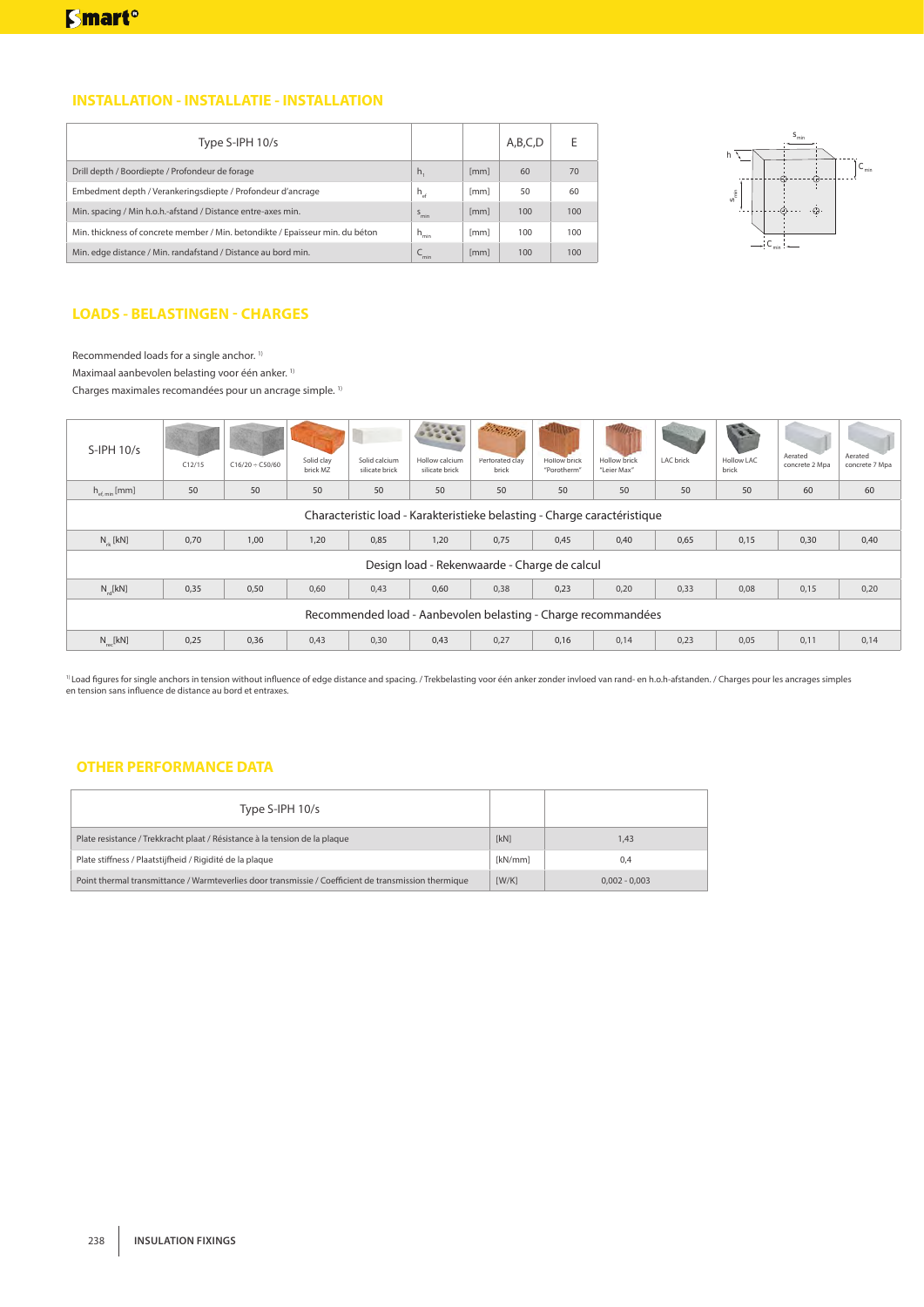## INSTALLATION - INSTALLATIE - INSTALLATION

| Type S-IPH 10/s | | | A,B,C,D | E |
|---|---|---|---|---|
| Drill depth / Boordiepte / Profondeur de forage | $h_1$ | [mm] | 60 | 70 |
| Embedment depth / Verankeringsdiepte / Profondeur d'ancrage | $h_{ef}$ | [mm] | 50 | 60 |
| Min. spacing / Min h.o.h.-afstand / Distance entre-axes min. | $s_{min}$ | [mm] | 100 | 100 |
| Min. thickness of concrete member / Min. betondikte / Epaisseur min. du béton | $h_{min}$ | [mm] | 100 | 100 |
| Min. edge distance / Min. randafstand / Distance au bord min. | $C_{min}$ | [mm] | 100 | 100 |

$s_{min}$
h
$C_{min}$
$s_{min}$
$C_{min}$

## LOADS - BELASTINGEN - CHARGES

Recommended loads for a single anchor. [1)]

Maximaal aanbevolen belasting voor één anker. [1)]

Charges maximales recomandées pour un ancrage simple. [1)]

| S-IPH 10/s | C12/15 | C16/20 ÷ C50/60 | Solid clay brick MZ | Solid calcium silicate brick | Hollow calcium silicate brick | Perforated clay brick | Hollow brick "Porotherm" | Hollow brick "Leier Max" | LAC brick | Hollow LAC brick | Aerated concrete 2 Mpa | Aerated concrete 7 Mpa |
|---|---|---|---|---|---|---|---|---|---|---|---|---|
| $h_{ef, min}$ [mm] | 50 | 50 | 50 | 50 | 50 | 50 | 50 | 50 | 50 | 50 | 60 | 60 |
| Characteristic load - Karakteristieke belasting - Charge caractéristique | | | | | | | | | | | | |
| $N_{rk}$ [kN] | 0,70 | 1,00 | 1,20 | 0,85 | 1,20 | 0,75 | 0,45 | 0,40 | 0,65 | 0,15 | 0,30 | 0,40 |
| Design load - Rekenwaarde - Charge de calcul | | | | | | | | | | | | |
| $N_{rd}$ [kN] | 0,35 | 0,50 | 0,60 | 0,43 | 0,60 | 0,38 | 0,23 | 0,20 | 0,33 | 0,08 | 0,15 | 0,20 |
| Recommended load - Aanbevolen belasting - Charge recommandées | | | | | | | | | | | | |
| $N_{rec}$ [kN] | 0,25 | 0,36 | 0,43 | 0,30 | 0,43 | 0,27 | 0,16 | 0,14 | 0,23 | 0,05 | 0,11 | 0,14 |

[1)] Load figures for single anchors in tension without influence of edge distance and spacing. / Trekbelasting voor één anker zonder invloed van rand- en h.o.h-afstanden. / Charges pour les ancrages simples en tension sans influence de distance au bord et entraxes.

## OTHER PERFORMANCE DATA

| Type S-IPH 10/s | | |
|---|---|---|
| Plate resistance / Trekkracht plaat / Résistance à la tension de la plaque | [kN] | 1,43 |
| Plate stiffness / Plaatstijfheid / Rigidité de la plaque | [kN/mm] | 0,4 |
| Point thermal transmittance / Warmteverlies door transmissie / Coefficient de transmission thermique | [W/K] | 0,002 - 0,003 |